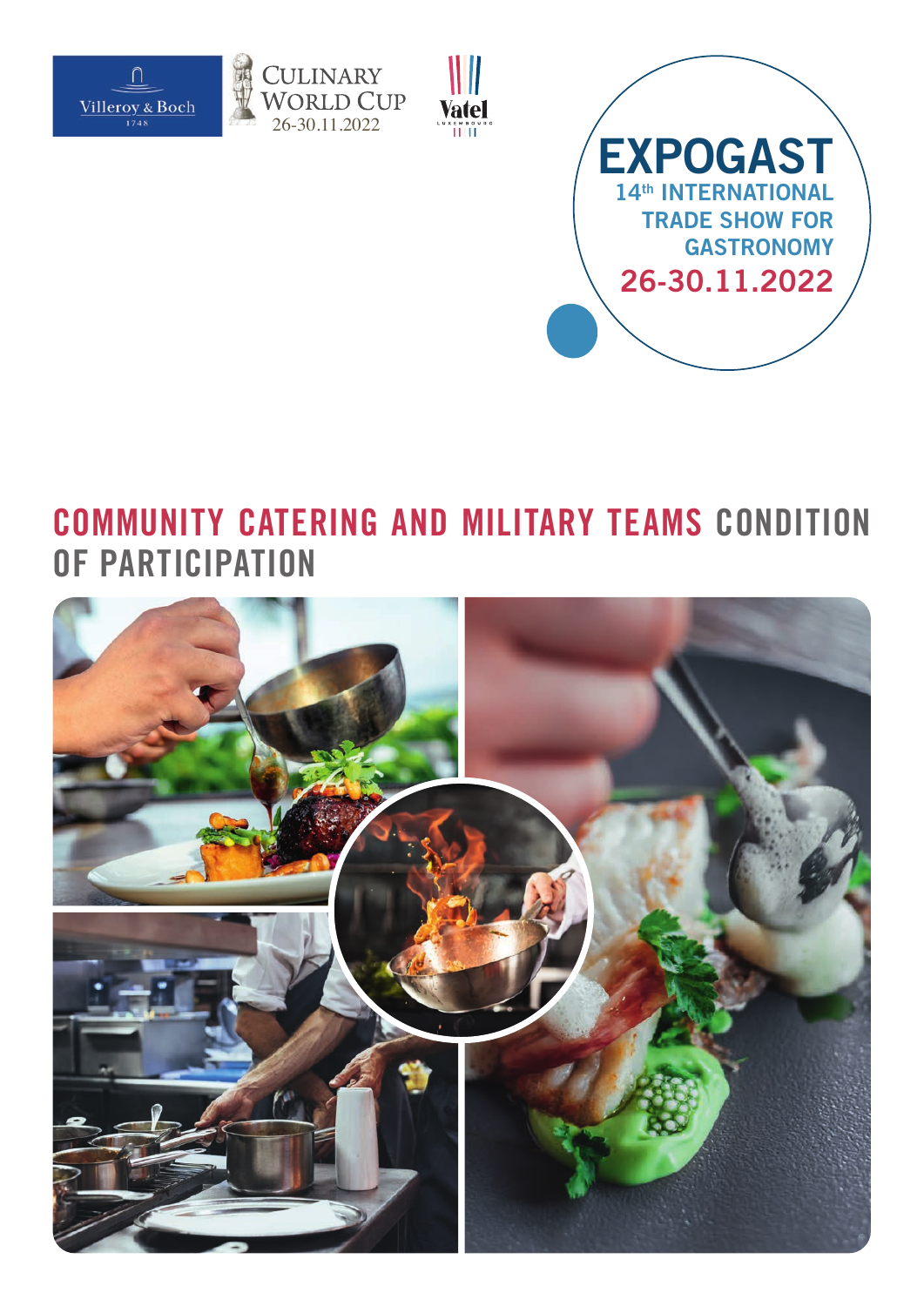Villeroy & Boch 1748

CULINARY WORLD CUP 26-30.11.2022

Vatel LUXEMBOURG

# EXPOGAST

14th INTERNATIONAL TRADE SHOW FOR GASTRONOMY

26-30.11.2022

# COMMUNITY CATERING AND MILITARY TEAMS CONDITION OF PARTICIPATION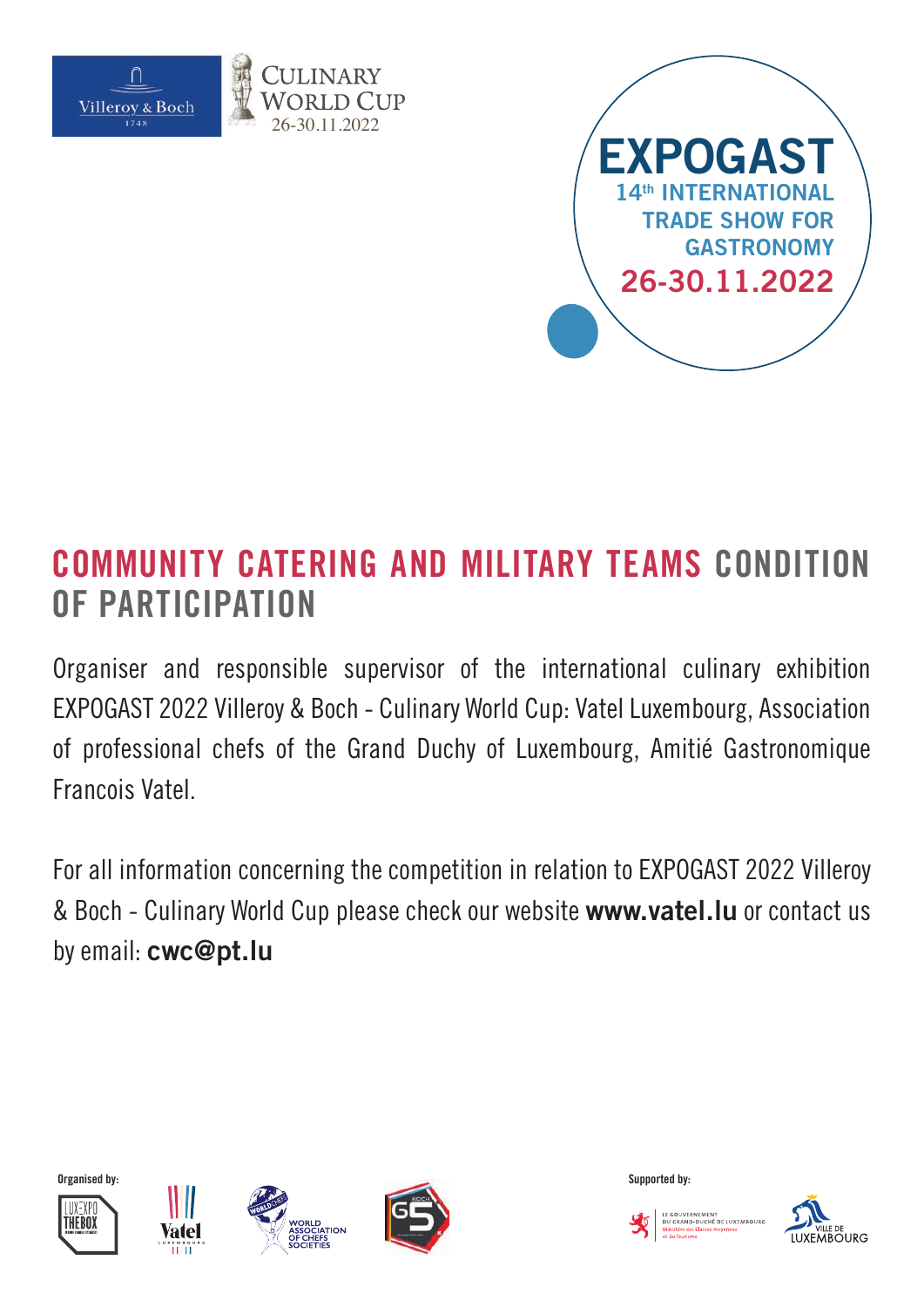Villeroy & Boch 1748

CULINARY WORLD CUP 26-30.11.2022

**EXPOGAST**
**14th INTERNATIONAL TRADE SHOW FOR GASTRONOMY**
**26-30.11.2022**

# COMMUNITY CATERING AND MILITARY TEAMS CONDITION OF PARTICIPATION

Organiser and responsible supervisor of the international culinary exhibition EXPOGAST 2022 Villeroy & Boch - Culinary World Cup: Vatel Luxembourg, Association of professional chefs of the Grand Duchy of Luxembourg, Amitié Gastronomique Francois Vatel.

For all information concerning the competition in relation to EXPOGAST 2022 Villeroy & Boch - Culinary World Cup please check our website **www.vatel.lu** or contact us by email: **cwc@pt.lu**

Organised by:

LUXEXPO THE BOX, Vatel Luxembourg, World Association of Chefs Societies, Koch G5

Supported by:

Le Gouvernement du Grand-Duché de Luxembourg, Ministère des Classes moyennes et du Tourisme

Ville de Luxembourg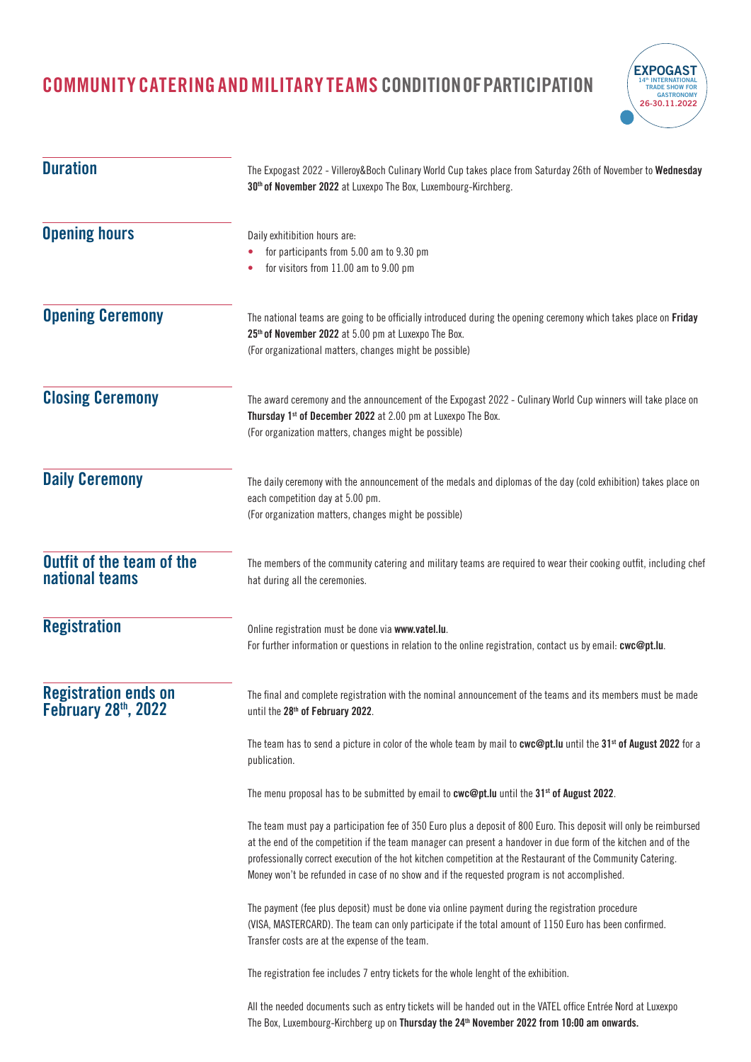# COMMUNITY CATERING AND MILITARY TEAMS CONDITION OF PARTICIPATION

EXPOGAST
14th INTERNATIONAL TRADE SHOW FOR GASTRONOMY
26-30.11.2022

## Duration

The Expogast 2022 - Villeroy&Boch Culinary World Cup takes place from Saturday 26th of November to **Wednesday 30th of November 2022** at Luxexpo The Box, Luxembourg-Kirchberg.

## Opening hours

Daily exhitibition hours are:

- for participants from 5.00 am to 9.30 pm
- for visitors from 11.00 am to 9.00 pm

## Opening Ceremony

The national teams are going to be officially introduced during the opening ceremony which takes place on **Friday 25th of November 2022** at 5.00 pm at Luxexpo The Box.
(For organizational matters, changes might be possible)

## Closing Ceremony

The award ceremony and the announcement of the Expogast 2022 - Culinary World Cup winners will take place on **Thursday 1st of December 2022** at 2.00 pm at Luxexpo The Box.
(For organization matters, changes might be possible)

## Daily Ceremony

The daily ceremony with the announcement of the medals and diplomas of the day (cold exhibition) takes place on each competition day at 5.00 pm.
(For organization matters, changes might be possible)

## Outfit of the team of the national teams

The members of the community catering and military teams are required to wear their cooking outfit, including chef hat during all the ceremonies.

## Registration

Online registration must be done via **www.vatel.lu**.
For further information or questions in relation to the online registration, contact us by email: **cwc@pt.lu**.

## Registration ends on February 28th, 2022

The final and complete registration with the nominal announcement of the teams and its members must be made until the **28th of February 2022**.

The team has to send a picture in color of the whole team by mail to **cwc@pt.lu** until the **31st of August 2022** for a publication.

The menu proposal has to be submitted by email to **cwc@pt.lu** until the **31st of August 2022**.

The team must pay a participation fee of 350 Euro plus a deposit of 800 Euro. This deposit will only be reimbursed at the end of the competition if the team manager can present a handover in due form of the kitchen and of the professionally correct execution of the hot kitchen competition at the Restaurant of the Community Catering. Money won't be refunded in case of no show and if the requested program is not accomplished.

The payment (fee plus deposit) must be done via online payment during the registration procedure (VISA, MASTERCARD). The team can only participate if the total amount of 1150 Euro has been confirmed. Transfer costs are at the expense of the team.

The registration fee includes 7 entry tickets for the whole lenght of the exhibition.

All the needed documents such as entry tickets will be handed out in the VATEL office Entrée Nord at Luxexpo The Box, Luxembourg-Kirchberg up on **Thursday the 24th November 2022 from 10:00 am onwards.**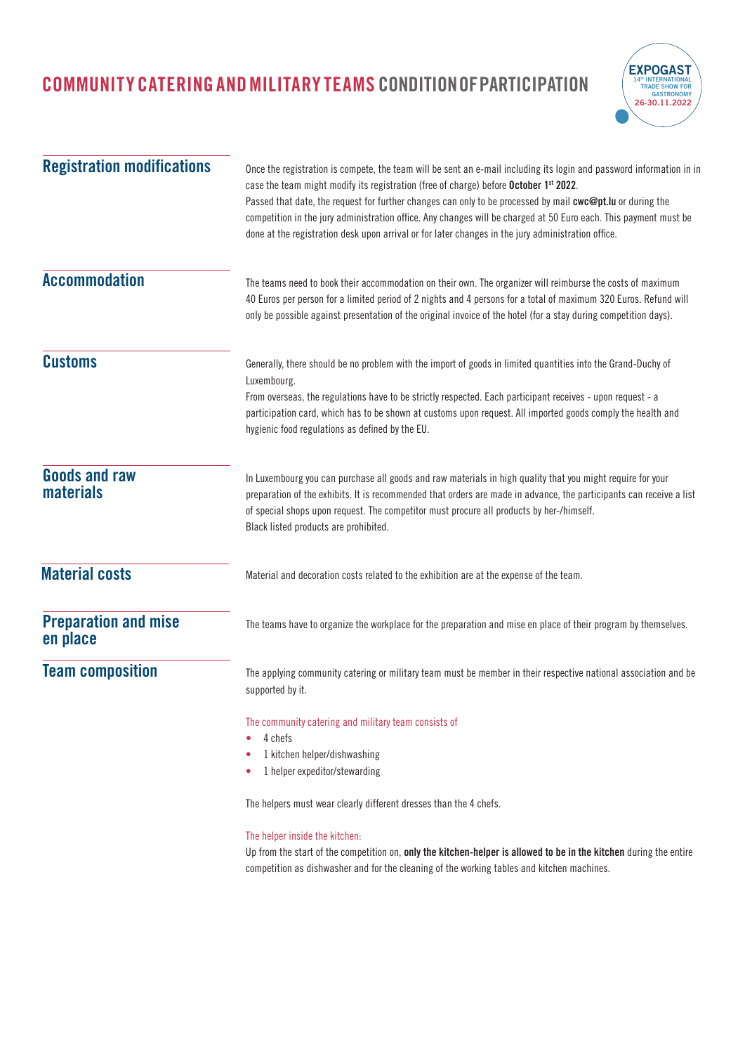# COMMUNITY CATERING AND MILITARY TEAMS CONDITION OF PARTICIPATION

## Registration modifications

Once the registration is compete, the team will be sent an e-mail including its login and password information in in case the team might modify its registration (free of charge) before **October 1st 2022**.
Passed that date, the request for further changes can only to be processed by mail **cwc@pt.lu** or during the competition in the jury administration office. Any changes will be charged at 50 Euro each. This payment must be done at the registration desk upon arrival or for later changes in the jury administration office.

## Accommodation

The teams need to book their accommodation on their own. The organizer will reimburse the costs of maximum 40 Euros per person for a limited period of 2 nights and 4 persons for a total of maximum 320 Euros. Refund will only be possible against presentation of the original invoice of the hotel (for a stay during competition days).

## Customs

Generally, there should be no problem with the import of goods in limited quantities into the Grand-Duchy of Luxembourg.
From overseas, the regulations have to be strictly respected. Each participant receives - upon request - a participation card, which has to be shown at customs upon request. All imported goods comply the health and hygienic food regulations as defined by the EU.

## Goods and raw materials

In Luxembourg you can purchase all goods and raw materials in high quality that you might require for your preparation of the exhibits. It is recommended that orders are made in advance, the participants can receive a list of special shops upon request. The competitor must procure all products by her-/himself.
Black listed products are prohibited.

## Material costs

Material and decoration costs related to the exhibition are at the expense of the team.

## Preparation and mise en place

The teams have to organize the workplace for the preparation and mise en place of their program by themselves.

## Team composition

The applying community catering or military team must be member in their respective national association and be supported by it.

The community catering and military team consists of

- 4 chefs
- 1 kitchen helper/dishwashing
- 1 helper expeditor/stewarding

The helpers must wear clearly different dresses than the 4 chefs.

The helper inside the kitchen:

Up from the start of the competition on, **only the kitchen-helper is allowed to be in the kitchen** during the entire competition as dishwasher and for the cleaning of the working tables and kitchen machines.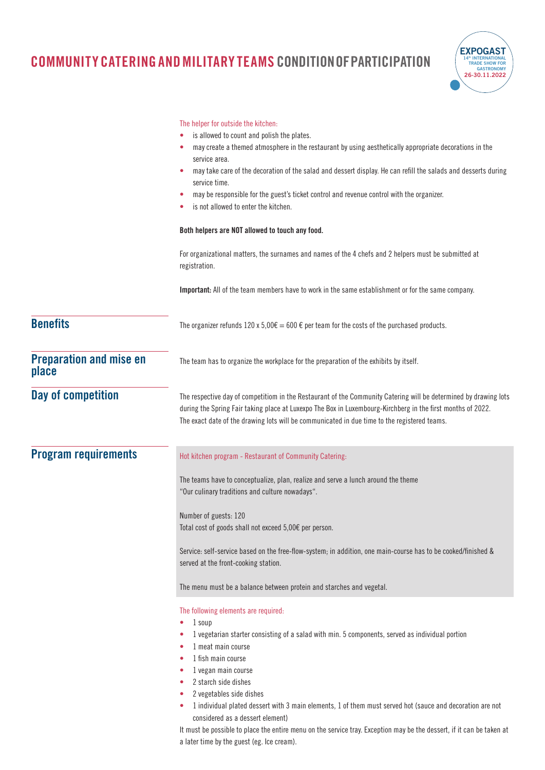The helper for outside the kitchen:

- is allowed to count and polish the plates.
- may create a themed atmosphere in the restaurant by using aesthetically appropriate decorations in the service area.
- may take care of the decoration of the salad and dessert display. He can refill the salads and desserts during service time.
- may be responsible for the guest's ticket control and revenue control with the organizer.
- is not allowed to enter the kitchen.

**Both helpers are NOT allowed to touch any food.**

For organizational matters, the surnames and names of the 4 chefs and 2 helpers must be submitted at registration.

**Important:** All of the team members have to work in the same establishment or for the same company.

## Benefits

The organizer refunds 120 x 5,00€ = 600 € per team for the costs of the purchased products.

## Preparation and mise en place

The team has to organize the workplace for the preparation of the exhibits by itself.

## Day of competition

The respective day of competitiom in the Restaurant of the Community Catering will be determined by drawing lots during the Spring Fair taking place at Luxexpo The Box in Luxembourg-Kirchberg in the first months of 2022. The exact date of the drawing lots will be communicated in due time to the registered teams.

## Program requirements

Hot kitchen program - Restaurant of Community Catering:

The teams have to conceptualize, plan, realize and serve a lunch around the theme "Our culinary traditions and culture nowadays".

Number of guests: 120
Total cost of goods shall not exceed 5,00€ per person.

Service: self-service based on the free-flow-system; in addition, one main-course has to be cooked/finished & served at the front-cooking station.

The menu must be a balance between protein and starches and vegetal.

The following elements are required:

- 1 soup
- 1 vegetarian starter consisting of a salad with min. 5 components, served as individual portion
- 1 meat main course
- 1 fish main course
- 1 vegan main course
- 2 starch side dishes
- 2 vegetables side dishes
- 1 individual plated dessert with 3 main elements, 1 of them must served hot (sauce and decoration are not considered as a dessert element)

It must be possible to place the entire menu on the service tray. Exception may be the dessert, if it can be taken at a later time by the guest (eg. Ice cream).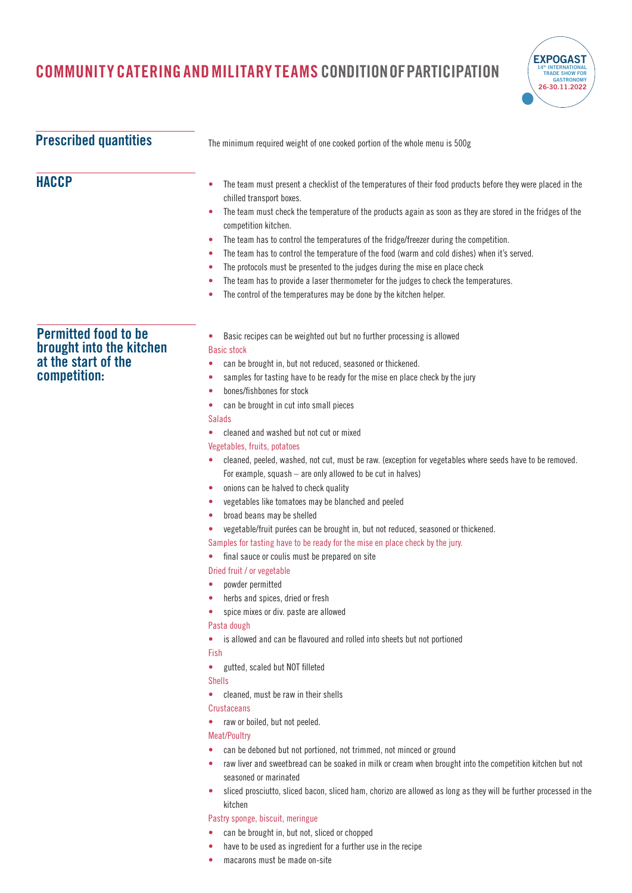# COMMUNITY CATERING AND MILITARY TEAMS CONDITION OF PARTICIPATION

## Prescribed quantities

The minimum required weight of one cooked portion of the whole menu is 500g

## HACCP

- The team must present a checklist of the temperatures of their food products before they were placed in the chilled transport boxes.
- The team must check the temperature of the products again as soon as they are stored in the fridges of the competition kitchen.
- The team has to control the temperatures of the fridge/freezer during the competition.
- The team has to control the temperature of the food (warm and cold dishes) when it's served.
- The protocols must be presented to the judges during the mise en place check
- The team has to provide a laser thermometer for the judges to check the temperatures.
- The control of the temperatures may be done by the kitchen helper.

## Permitted food to be brought into the kitchen at the start of the competition:

- Basic recipes can be weighted out but no further processing is allowed

Basic stock

- can be brought in, but not reduced, seasoned or thickened.
- samples for tasting have to be ready for the mise en place check by the jury
- bones/fishbones for stock
- can be brought in cut into small pieces

Salads

- cleaned and washed but not cut or mixed

Vegetables, fruits, potatoes

- cleaned, peeled, washed, not cut, must be raw. (exception for vegetables where seeds have to be removed. For example, squash – are only allowed to be cut in halves)
- onions can be halved to check quality
- vegetables like tomatoes may be blanched and peeled
- broad beans may be shelled
- vegetable/fruit purées can be brought in, but not reduced, seasoned or thickened.

Samples for tasting have to be ready for the mise en place check by the jury.

- final sauce or coulis must be prepared on site

Dried fruit / or vegetable

- powder permitted
- herbs and spices, dried or fresh
- spice mixes or div. paste are allowed

Pasta dough

- is allowed and can be flavoured and rolled into sheets but not portioned

Fish

- gutted, scaled but NOT filleted

Shells

- cleaned, must be raw in their shells

Crustaceans

- raw or boiled, but not peeled.

Meat/Poultry

- can be deboned but not portioned, not trimmed, not minced or ground
- raw liver and sweetbread can be soaked in milk or cream when brought into the competition kitchen but not seasoned or marinated
- sliced prosciutto, sliced bacon, sliced ham, chorizo are allowed as long as they will be further processed in the kitchen

Pastry sponge, biscuit, meringue

- can be brought in, but not, sliced or chopped
- have to be used as ingredient for a further use in the recipe
- macarons must be made on-site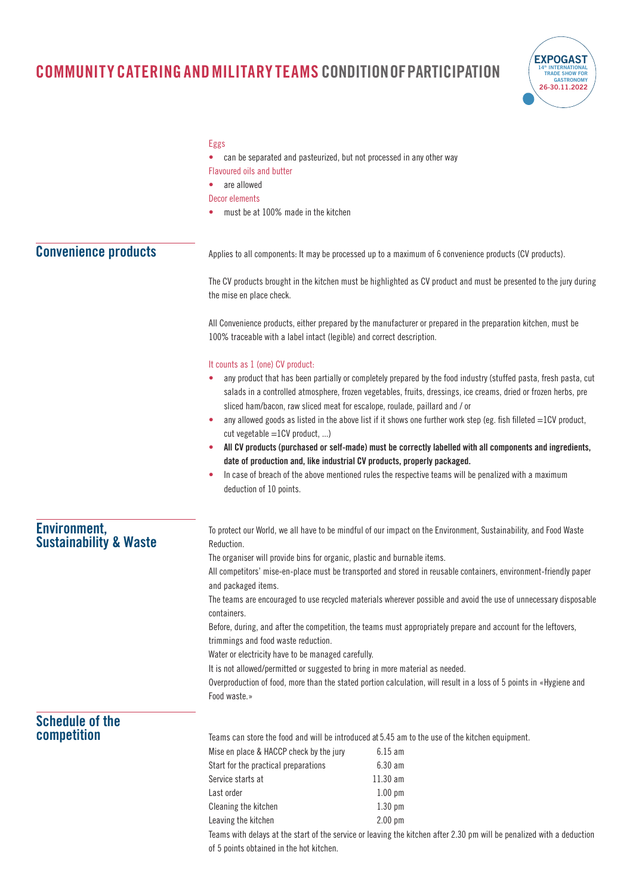Eggs

- can be separated and pasteurized, but not processed in any other way

Flavoured oils and butter

- are allowed

Decor elements

- must be at 100% made in the kitchen

## Convenience products

Applies to all components: It may be processed up to a maximum of 6 convenience products (CV products).

The CV products brought in the kitchen must be highlighted as CV product and must be presented to the jury during the mise en place check.

All Convenience products, either prepared by the manufacturer or prepared in the preparation kitchen, must be 100% traceable with a label intact (legible) and correct description.

It counts as 1 (one) CV product:

- any product that has been partially or completely prepared by the food industry (stuffed pasta, fresh pasta, cut salads in a controlled atmosphere, frozen vegetables, fruits, dressings, ice creams, dried or frozen herbs, pre sliced ham/bacon, raw sliced meat for escalope, roulade, paillard and / or
- any allowed goods as listed in the above list if it shows one further work step (eg. fish filleted =1CV product, cut vegetable =1CV product, ...)
- **All CV products (purchased or self-made) must be correctly labelled with all components and ingredients, date of production and, like industrial CV products, properly packaged.**
- In case of breach of the above mentioned rules the respective teams will be penalized with a maximum deduction of 10 points.

## Environment, Sustainability & Waste

To protect our World, we all have to be mindful of our impact on the Environment, Sustainability, and Food Waste Reduction.

The organiser will provide bins for organic, plastic and burnable items.

All competitors' mise-en-place must be transported and stored in reusable containers, environment-friendly paper and packaged items.

The teams are encouraged to use recycled materials wherever possible and avoid the use of unnecessary disposable containers.

Before, during, and after the competition, the teams must appropriately prepare and account for the leftovers, trimmings and food waste reduction.

Water or electricity have to be managed carefully.

It is not allowed/permitted or suggested to bring in more material as needed.

Overproduction of food, more than the stated portion calculation, will result in a loss of 5 points in «Hygiene and Food waste.»

## Schedule of the competition

Teams can store the food and will be introduced at 5.45 am to the use of the kitchen equipment.

| | |
|---|---|
| Mise en place & HACCP check by the jury | 6.15 am |
| Start for the practical preparations | 6.30 am |
| Service starts at | 11.30 am |
| Last order | 1.00 pm |
| Cleaning the kitchen | 1.30 pm |
| Leaving the kitchen | 2.00 pm |

Teams with delays at the start of the service or leaving the kitchen after 2.30 pm will be penalized with a deduction of 5 points obtained in the hot kitchen.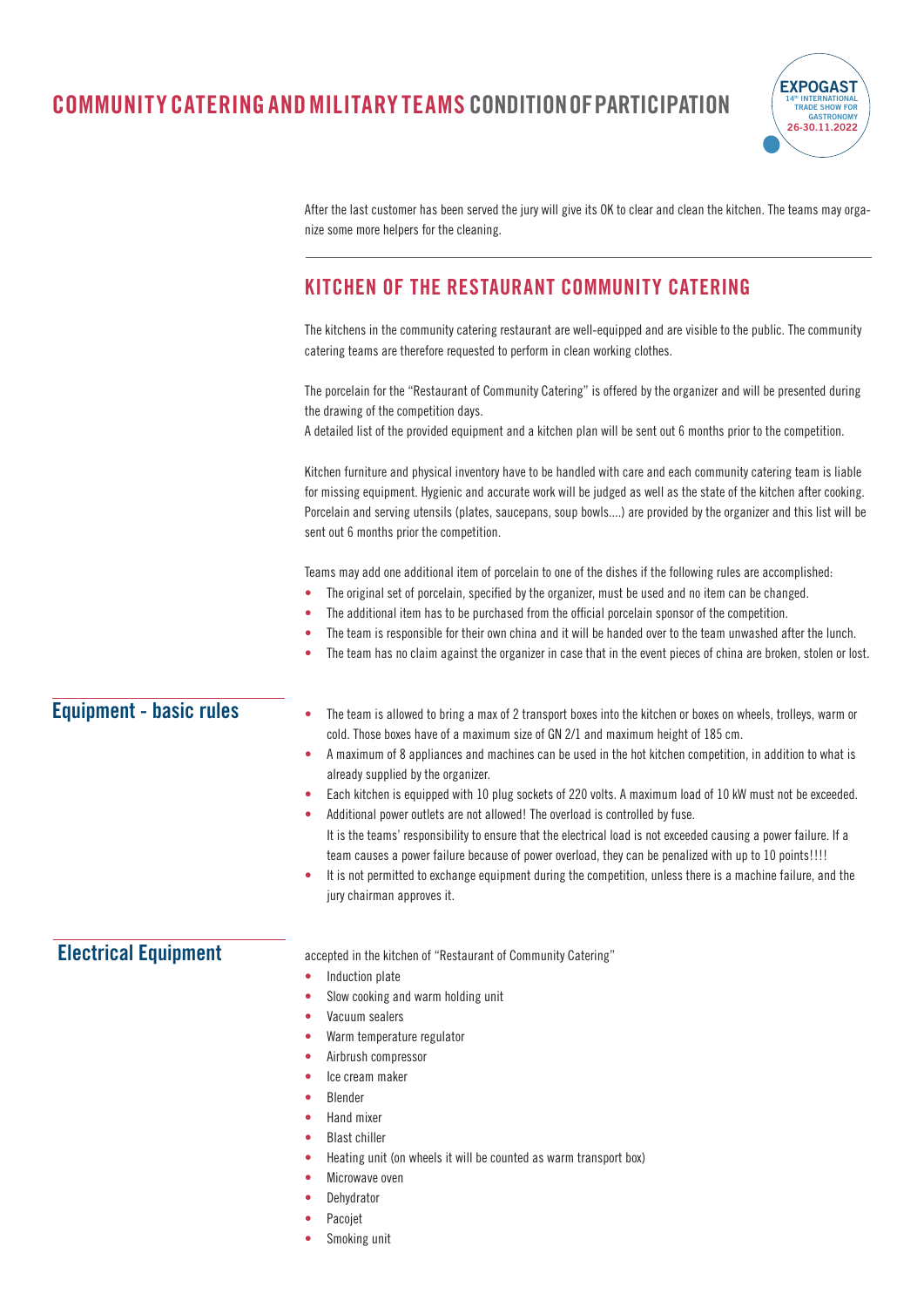After the last customer has been served the jury will give its OK to clear and clean the kitchen. The teams may organize some more helpers for the cleaning.

## KITCHEN OF THE RESTAURANT COMMUNITY CATERING

The kitchens in the community catering restaurant are well-equipped and are visible to the public. The community catering teams are therefore requested to perform in clean working clothes.

The porcelain for the "Restaurant of Community Catering" is offered by the organizer and will be presented during the drawing of the competition days.
A detailed list of the provided equipment and a kitchen plan will be sent out 6 months prior to the competition.

Kitchen furniture and physical inventory have to be handled with care and each community catering team is liable for missing equipment. Hygienic and accurate work will be judged as well as the state of the kitchen after cooking. Porcelain and serving utensils (plates, saucepans, soup bowls....) are provided by the organizer and this list will be sent out 6 months prior the competition.

Teams may add one additional item of porcelain to one of the dishes if the following rules are accomplished:

- The original set of porcelain, specified by the organizer, must be used and no item can be changed.
- The additional item has to be purchased from the official porcelain sponsor of the competition.
- The team is responsible for their own china and it will be handed over to the team unwashed after the lunch.
- The team has no claim against the organizer in case that in the event pieces of china are broken, stolen or lost.

### Equipment - basic rules

- The team is allowed to bring a max of 2 transport boxes into the kitchen or boxes on wheels, trolleys, warm or cold. Those boxes have of a maximum size of GN 2/1 and maximum height of 185 cm.
- A maximum of 8 appliances and machines can be used in the hot kitchen competition, in addition to what is already supplied by the organizer.
- Each kitchen is equipped with 10 plug sockets of 220 volts. A maximum load of 10 kW must not be exceeded.
- Additional power outlets are not allowed! The overload is controlled by fuse.
  It is the teams' responsibility to ensure that the electrical load is not exceeded causing a power failure. If a team causes a power failure because of power overload, they can be penalized with up to 10 points!!!!
- It is not permitted to exchange equipment during the competition, unless there is a machine failure, and the jury chairman approves it.

### Electrical Equipment

accepted in the kitchen of "Restaurant of Community Catering"

- Induction plate
- Slow cooking and warm holding unit
- Vacuum sealers
- Warm temperature regulator
- Airbrush compressor
- Ice cream maker
- Blender
- Hand mixer
- Blast chiller
- Heating unit (on wheels it will be counted as warm transport box)
- Microwave oven
- Dehydrator
- Pacojet
- Smoking unit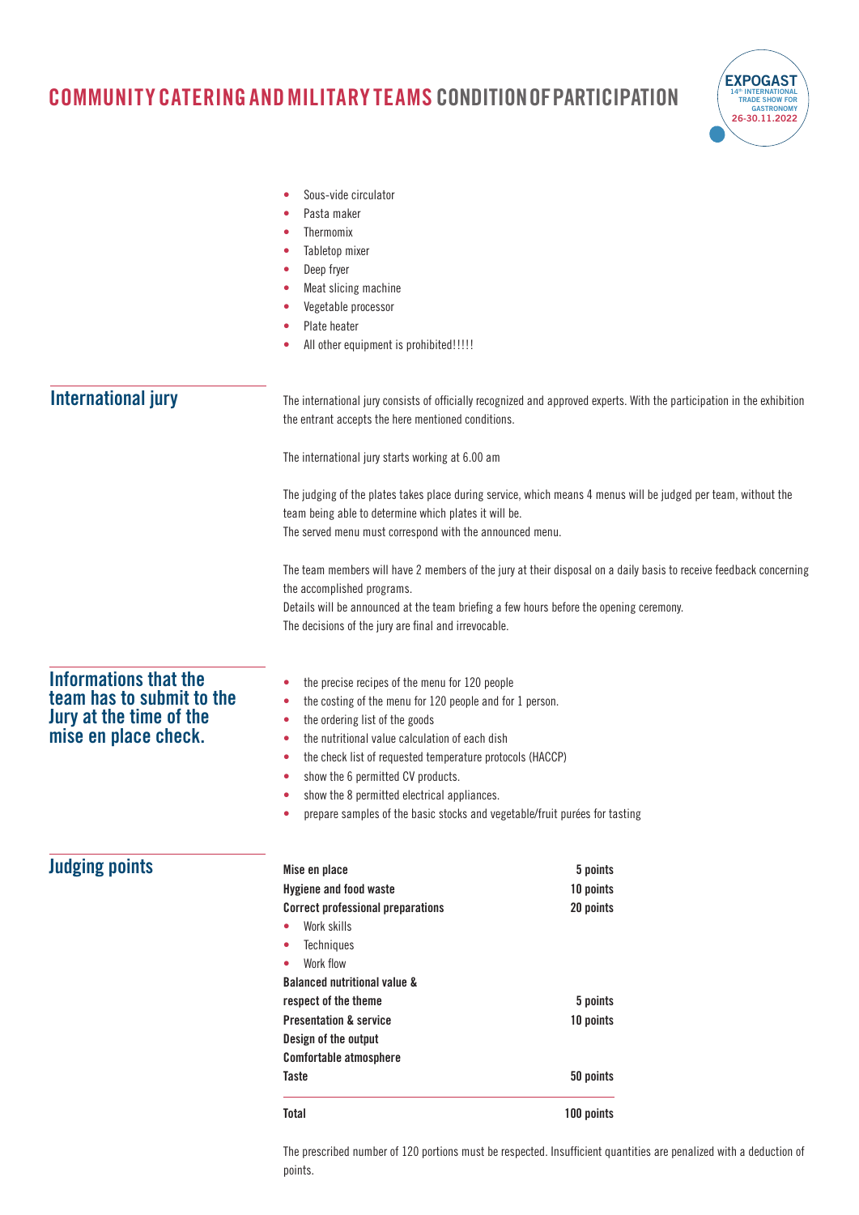- Sous-vide circulator
- Pasta maker
- Thermomix
- Tabletop mixer
- Deep fryer
- Meat slicing machine
- Vegetable processor
- Plate heater
- All other equipment is prohibited!!!!!

## International jury

The international jury consists of officially recognized and approved experts. With the participation in the exhibition the entrant accepts the here mentioned conditions.

The international jury starts working at 6.00 am

The judging of the plates takes place during service, which means 4 menus will be judged per team, without the team being able to determine which plates it will be.
The served menu must correspond with the announced menu.

The team members will have 2 members of the jury at their disposal on a daily basis to receive feedback concerning the accomplished programs.
Details will be announced at the team briefing a few hours before the opening ceremony.
The decisions of the jury are final and irrevocable.

## Informations that the team has to submit to the Jury at the time of the mise en place check.

- the precise recipes of the menu for 120 people
- the costing of the menu for 120 people and for 1 person.
- the ordering list of the goods
- the nutritional value calculation of each dish
- the check list of requested temperature protocols (HACCP)
- show the 6 permitted CV products.
- show the 8 permitted electrical appliances.
- prepare samples of the basic stocks and vegetable/fruit purées for tasting

## Judging points

| | |
|---|---|
| **Mise en place** | **5 points** |
| **Hygiene and food waste** | **10 points** |
| **Correct professional preparations** | **20 points** |
| • Work skills | |
| • Techniques | |
| • Work flow | |
| **Balanced nutritional value & respect of the theme** | **5 points** |
| **Presentation & service** | **10 points** |
| **Design of the output** | |
| **Comfortable atmosphere** | |
| **Taste** | **50 points** |
| **Total** | **100 points** |

The prescribed number of 120 portions must be respected. Insufficient quantities are penalized with a deduction of points.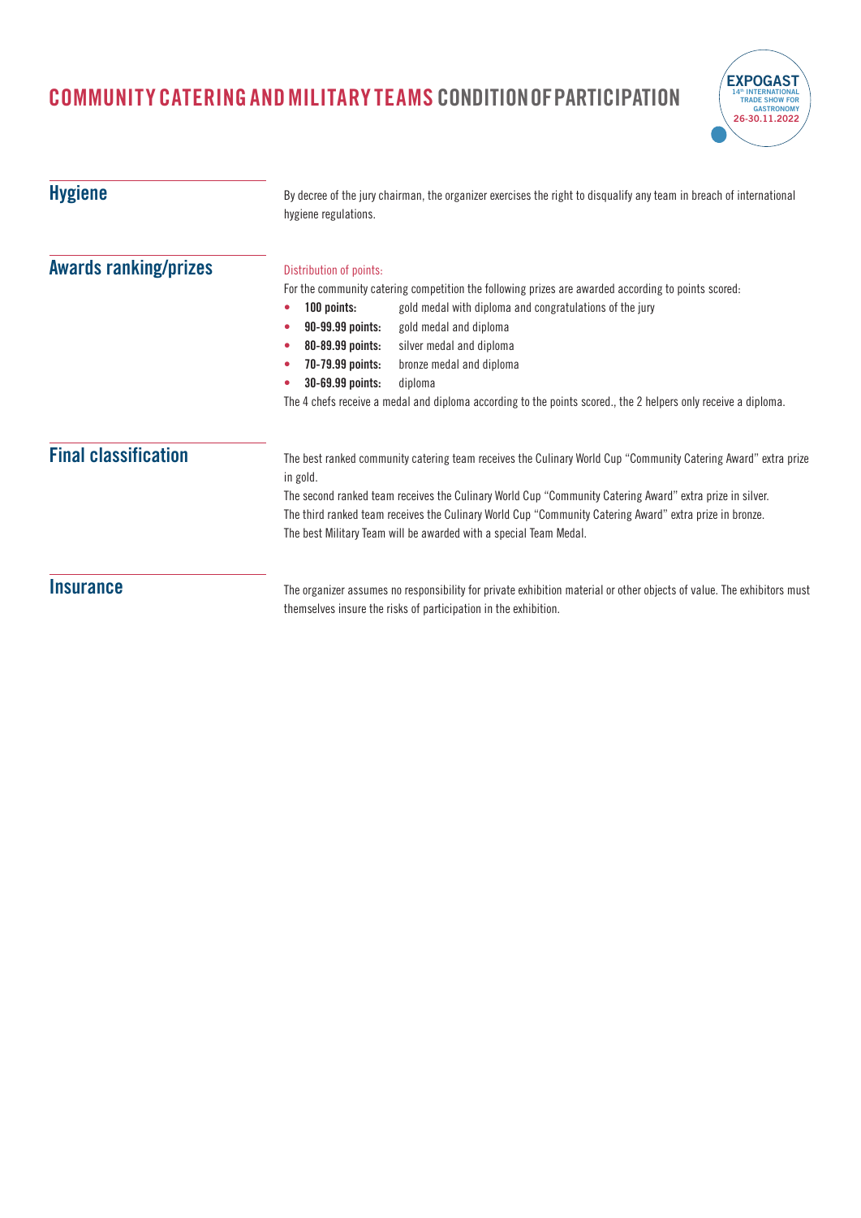# COMMUNITY CATERING AND MILITARY TEAMS CONDITION OF PARTICIPATION

## Hygiene

By decree of the jury chairman, the organizer exercises the right to disqualify any team in breach of international hygiene regulations.

## Awards ranking/prizes

Distribution of points:

For the community catering competition the following prizes are awarded according to points scored:

- **100 points:** gold medal with diploma and congratulations of the jury
- **90-99.99 points:** gold medal and diploma
- **80-89.99 points:** silver medal and diploma
- **70-79.99 points:** bronze medal and diploma
- **30-69.99 points:** diploma

The 4 chefs receive a medal and diploma according to the points scored., the 2 helpers only receive a diploma.

## Final classification

The best ranked community catering team receives the Culinary World Cup "Community Catering Award" extra prize in gold.

The second ranked team receives the Culinary World Cup "Community Catering Award" extra prize in silver.

The third ranked team receives the Culinary World Cup "Community Catering Award" extra prize in bronze.

The best Military Team will be awarded with a special Team Medal.

## Insurance

The organizer assumes no responsibility for private exhibition material or other objects of value. The exhibitors must themselves insure the risks of participation in the exhibition.